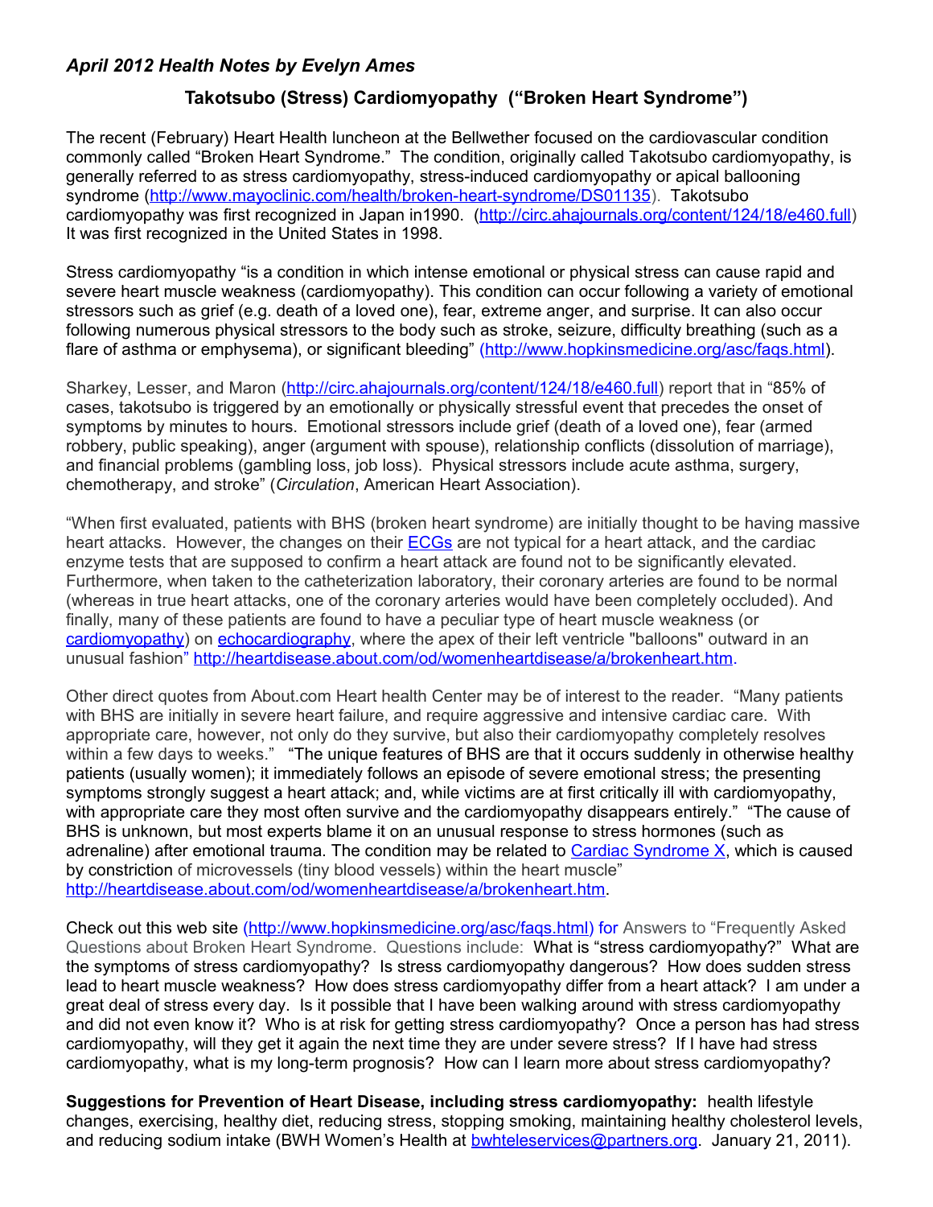*April 2012 Health Notes by Evelyn Ames*

## Takotsubo (Stress) Cardiomyopathy ("Broken Heart Syndrome")

The recent (February) Heart Health luncheon at the Bellwether focused on the cardiovascular condition commonly called "Broken Heart Syndrome." The condition, originally called Takotsubo cardiomyopathy, is generally referred to as stress cardiomyopathy, stress-induced cardiomyopathy or apical ballooning syndrome (http://www.mayoclinic.com/health/broken-heart-syndrome/DS01135). Takotsubo cardiomyopathy was first recognized in Japan in1990. (http://circ.ahajournals.org/content/124/18/e460.full) It was first recognized in the United States in 1998.

Stress cardiomyopathy "is a condition in which intense emotional or physical stress can cause rapid and severe heart muscle weakness (cardiomyopathy). This condition can occur following a variety of emotional stressors such as grief (e.g. death of a loved one), fear, extreme anger, and surprise. It can also occur following numerous physical stressors to the body such as stroke, seizure, difficulty breathing (such as a flare of asthma or emphysema), or significant bleeding" (http://www.hopkinsmedicine.org/asc/faqs.html).

Sharkey, Lesser, and Maron (http://circ.ahajournals.org/content/124/18/e460.full) report that in "85% of cases, takotsubo is triggered by an emotionally or physically stressful event that precedes the onset of symptoms by minutes to hours. Emotional stressors include grief (death of a loved one), fear (armed robbery, public speaking), anger (argument with spouse), relationship conflicts (dissolution of marriage), and financial problems (gambling loss, job loss). Physical stressors include acute asthma, surgery, chemotherapy, and stroke" (*Circulation*, American Heart Association).

"When first evaluated, patients with BHS (broken heart syndrome) are initially thought to be having massive heart attacks. However, the changes on their ECGs are not typical for a heart attack, and the cardiac enzyme tests that are supposed to confirm a heart attack are found not to be significantly elevated. Furthermore, when taken to the catheterization laboratory, their coronary arteries are found to be normal (whereas in true heart attacks, one of the coronary arteries would have been completely occluded). And finally, many of these patients are found to have a peculiar type of heart muscle weakness (or cardiomyopathy) on echocardiography, where the apex of their left ventricle "balloons" outward in an unusual fashion" http://heartdisease.about.com/od/womenheartdisease/a/brokenheart.htm.

Other direct quotes from About.com Heart health Center may be of interest to the reader. "Many patients with BHS are initially in severe heart failure, and require aggressive and intensive cardiac care. With appropriate care, however, not only do they survive, but also their cardiomyopathy completely resolves within a few days to weeks." "The unique features of BHS are that it occurs suddenly in otherwise healthy patients (usually women); it immediately follows an episode of severe emotional stress; the presenting symptoms strongly suggest a heart attack; and, while victims are at first critically ill with cardiomyopathy, with appropriate care they most often survive and the cardiomyopathy disappears entirely." "The cause of BHS is unknown, but most experts blame it on an unusual response to stress hormones (such as adrenaline) after emotional trauma. The condition may be related to Cardiac Syndrome X, which is caused by constriction of microvessels (tiny blood vessels) within the heart muscle" http://heartdisease.about.com/od/womenheartdisease/a/brokenheart.htm.

Check out this web site (http://www.hopkinsmedicine.org/asc/faqs.html) for Answers to "Frequently Asked Questions about Broken Heart Syndrome. Questions include: What is "stress cardiomyopathy?" What are the symptoms of stress cardiomyopathy? Is stress cardiomyopathy dangerous? How does sudden stress lead to heart muscle weakness? How does stress cardiomyopathy differ from a heart attack? I am under a great deal of stress every day. Is it possible that I have been walking around with stress cardiomyopathy and did not even know it? Who is at risk for getting stress cardiomyopathy? Once a person has had stress cardiomyopathy, will they get it again the next time they are under severe stress? If I have had stress cardiomyopathy, what is my long-term prognosis? How can I learn more about stress cardiomyopathy?

**Suggestions for Prevention of Heart Disease, including stress cardiomyopathy:** health lifestyle changes, exercising, healthy diet, reducing stress, stopping smoking, maintaining healthy cholesterol levels, and reducing sodium intake (BWH Women's Health at bwhteleservices@partners.org. January 21, 2011).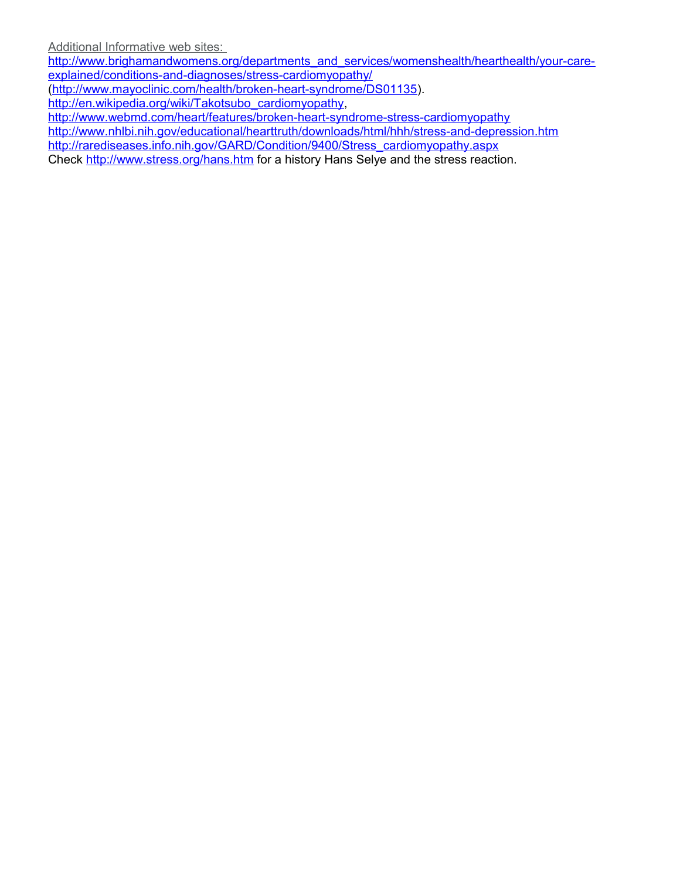Additional Informative web sites:

http://www.brighamandwomens.org/departments_and_services/womenshealth/hearthealth/your-care-explained/conditions-and-diagnoses/stress-cardiomyopathy/

(http://www.mayoclinic.com/health/broken-heart-syndrome/DS01135).

http://en.wikipedia.org/wiki/Takotsubo_cardiomyopathy,

http://www.webmd.com/heart/features/broken-heart-syndrome-stress-cardiomyopathy

http://www.nhlbi.nih.gov/educational/hearttruth/downloads/html/hhh/stress-and-depression.htm

http://rarediseases.info.nih.gov/GARD/Condition/9400/Stress_cardiomyopathy.aspx

Check http://www.stress.org/hans.htm for a history Hans Selye and the stress reaction.